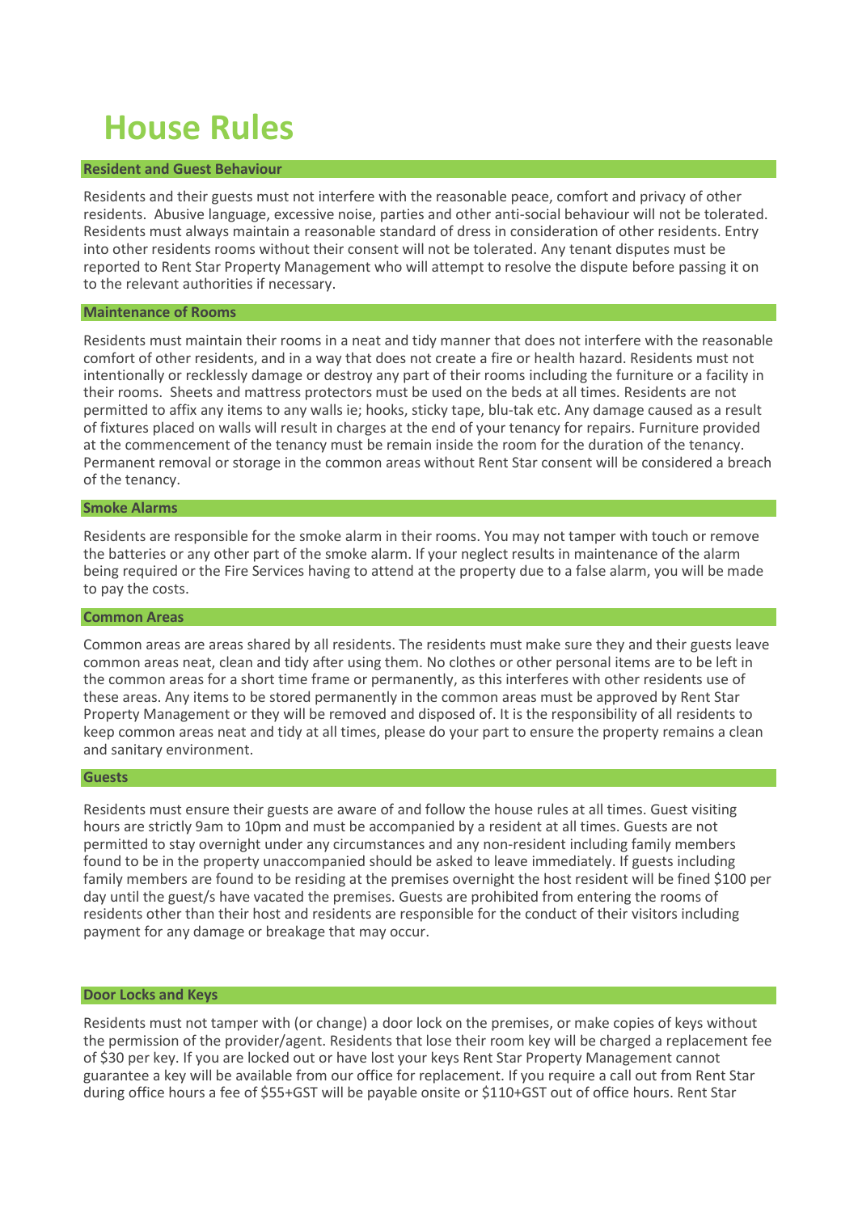# House Rules

## Resident and Guest Behaviour

Residents and their guests must not interfere with the reasonable peace, comfort and privacy of other residents. Abusive language, excessive noise, parties and other anti-social behaviour will not be tolerated. Residents must always maintain a reasonable standard of dress in consideration of other residents. Entry into other residents rooms without their consent will not be tolerated. Any tenant disputes must be reported to Rent Star Property Management who will attempt to resolve the dispute before passing it on to the relevant authorities if necessary.

## Maintenance of Rooms

Residents must maintain their rooms in a neat and tidy manner that does not interfere with the reasonable comfort of other residents, and in a way that does not create a fire or health hazard. Residents must not intentionally or recklessly damage or destroy any part of their rooms including the furniture or a facility in their rooms. Sheets and mattress protectors must be used on the beds at all times. Residents are not permitted to affix any items to any walls ie; hooks, sticky tape, blu-tak etc. Any damage caused as a result of fixtures placed on walls will result in charges at the end of your tenancy for repairs. Furniture provided at the commencement of the tenancy must be remain inside the room for the duration of the tenancy. Permanent removal or storage in the common areas without Rent Star consent will be considered a breach of the tenancy.

## Smoke Alarms

Residents are responsible for the smoke alarm in their rooms. You may not tamper with touch or remove the batteries or any other part of the smoke alarm. If your neglect results in maintenance of the alarm being required or the Fire Services having to attend at the property due to a false alarm, you will be made to pay the costs.

## Common Areas

Common areas are areas shared by all residents. The residents must make sure they and their guests leave common areas neat, clean and tidy after using them. No clothes or other personal items are to be left in the common areas for a short time frame or permanently, as this interferes with other residents use of these areas. Any items to be stored permanently in the common areas must be approved by Rent Star Property Management or they will be removed and disposed of. It is the responsibility of all residents to keep common areas neat and tidy at all times, please do your part to ensure the property remains a clean and sanitary environment.

## Guests

Residents must ensure their guests are aware of and follow the house rules at all times. Guest visiting hours are strictly 9am to 10pm and must be accompanied by a resident at all times. Guests are not permitted to stay overnight under any circumstances and any non-resident including family members found to be in the property unaccompanied should be asked to leave immediately. If guests including family members are found to be residing at the premises overnight the host resident will be fined $100 per day until the guest/s have vacated the premises. Guests are prohibited from entering the rooms of residents other than their host and residents are responsible for the conduct of their visitors including payment for any damage or breakage that may occur.

## Door Locks and Keys

Residents must not tamper with (or change) a door lock on the premises, or make copies of keys without the permission of the provider/agent. Residents that lose their room key will be charged a replacement fee of $30 per key. If you are locked out or have lost your keys Rent Star Property Management cannot guarantee a key will be available from our office for replacement. If you require a call out from Rent Star during office hours a fee of $55+GST will be payable onsite or $110+GST out of office hours. Rent Star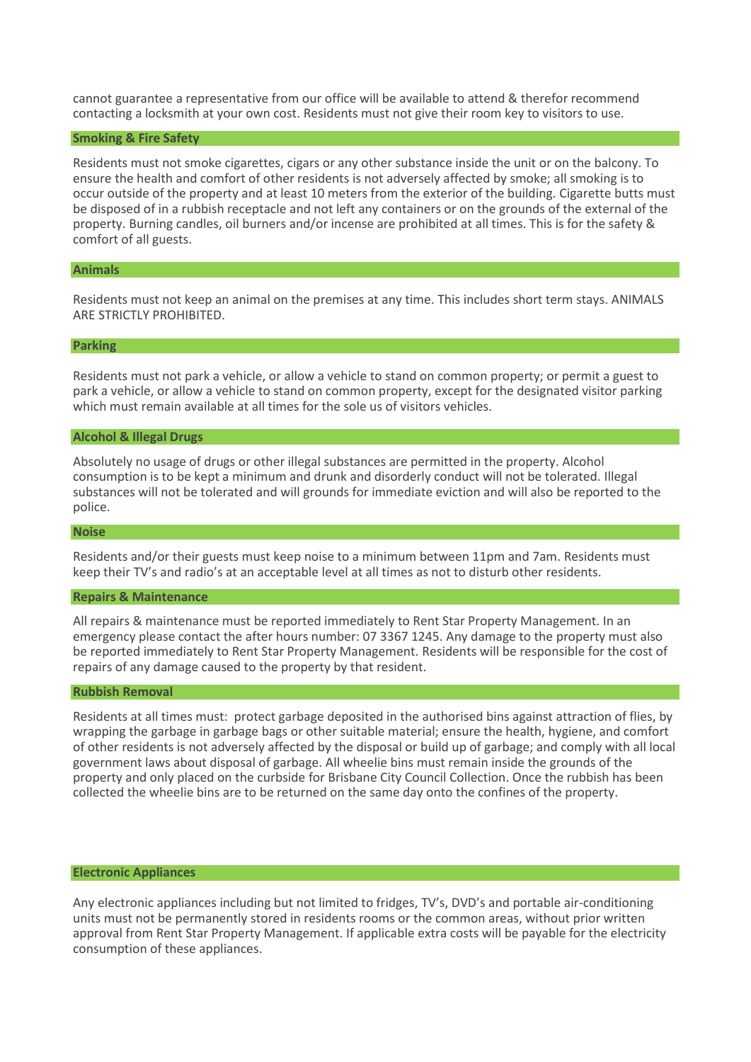cannot guarantee a representative from our office will be available to attend & therefor recommend contacting a locksmith at your own cost. Residents must not give their room key to visitors to use.

## Smoking & Fire Safety

Residents must not smoke cigarettes, cigars or any other substance inside the unit or on the balcony. To ensure the health and comfort of other residents is not adversely affected by smoke; all smoking is to occur outside of the property and at least 10 meters from the exterior of the building. Cigarette butts must be disposed of in a rubbish receptacle and not left any containers or on the grounds of the external of the property. Burning candles, oil burners and/or incense are prohibited at all times. This is for the safety & comfort of all guests.

## Animals

Residents must not keep an animal on the premises at any time. This includes short term stays. ANIMALS ARE STRICTLY PROHIBITED.

## Parking

Residents must not park a vehicle, or allow a vehicle to stand on common property; or permit a guest to park a vehicle, or allow a vehicle to stand on common property, except for the designated visitor parking which must remain available at all times for the sole us of visitors vehicles.

## Alcohol & Illegal Drugs

Absolutely no usage of drugs or other illegal substances are permitted in the property. Alcohol consumption is to be kept a minimum and drunk and disorderly conduct will not be tolerated. Illegal substances will not be tolerated and will grounds for immediate eviction and will also be reported to the police.

## Noise

Residents and/or their guests must keep noise to a minimum between 11pm and 7am. Residents must keep their TV's and radio's at an acceptable level at all times as not to disturb other residents.

## Repairs & Maintenance

All repairs & maintenance must be reported immediately to Rent Star Property Management. In an emergency please contact the after hours number: 07 3367 1245. Any damage to the property must also be reported immediately to Rent Star Property Management. Residents will be responsible for the cost of repairs of any damage caused to the property by that resident.

## Rubbish Removal

Residents at all times must: protect garbage deposited in the authorised bins against attraction of flies, by wrapping the garbage in garbage bags or other suitable material; ensure the health, hygiene, and comfort of other residents is not adversely affected by the disposal or build up of garbage; and comply with all local government laws about disposal of garbage. All wheelie bins must remain inside the grounds of the property and only placed on the curbside for Brisbane City Council Collection. Once the rubbish has been collected the wheelie bins are to be returned on the same day onto the confines of the property.

## Electronic Appliances

Any electronic appliances including but not limited to fridges, TV's, DVD's and portable air-conditioning units must not be permanently stored in residents rooms or the common areas, without prior written approval from Rent Star Property Management. If applicable extra costs will be payable for the electricity consumption of these appliances.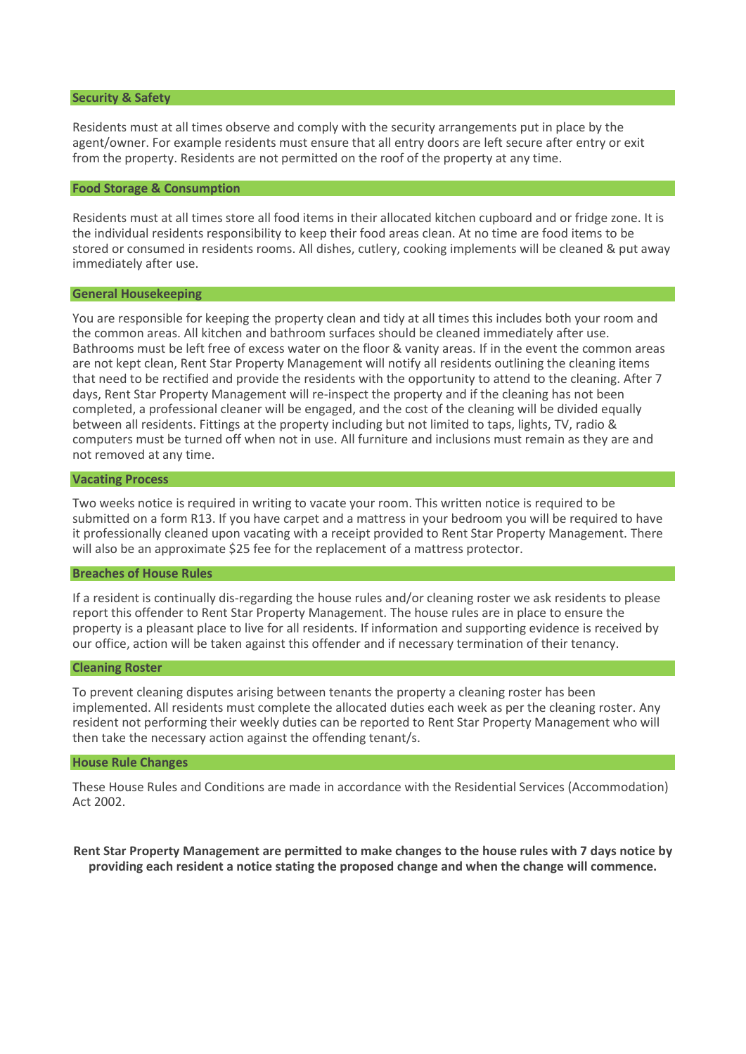### Security & Safety

Residents must at all times observe and comply with the security arrangements put in place by the agent/owner. For example residents must ensure that all entry doors are left secure after entry or exit from the property. Residents are not permitted on the roof of the property at any time.

### Food Storage & Consumption

Residents must at all times store all food items in their allocated kitchen cupboard and or fridge zone. It is the individual residents responsibility to keep their food areas clean. At no time are food items to be stored or consumed in residents rooms. All dishes, cutlery, cooking implements will be cleaned & put away immediately after use.

### General Housekeeping

You are responsible for keeping the property clean and tidy at all times this includes both your room and the common areas. All kitchen and bathroom surfaces should be cleaned immediately after use. Bathrooms must be left free of excess water on the floor & vanity areas. If in the event the common areas are not kept clean, Rent Star Property Management will notify all residents outlining the cleaning items that need to be rectified and provide the residents with the opportunity to attend to the cleaning. After 7 days, Rent Star Property Management will re-inspect the property and if the cleaning has not been completed, a professional cleaner will be engaged, and the cost of the cleaning will be divided equally between all residents. Fittings at the property including but not limited to taps, lights, TV, radio & computers must be turned off when not in use. All furniture and inclusions must remain as they are and not removed at any time.

### Vacating Process

Two weeks notice is required in writing to vacate your room. This written notice is required to be submitted on a form R13. If you have carpet and a mattress in your bedroom you will be required to have it professionally cleaned upon vacating with a receipt provided to Rent Star Property Management. There will also be an approximate $25 fee for the replacement of a mattress protector.

### Breaches of House Rules

If a resident is continually dis-regarding the house rules and/or cleaning roster we ask residents to please report this offender to Rent Star Property Management. The house rules are in place to ensure the property is a pleasant place to live for all residents. If information and supporting evidence is received by our office, action will be taken against this offender and if necessary termination of their tenancy.

### Cleaning Roster

To prevent cleaning disputes arising between tenants the property a cleaning roster has been implemented. All residents must complete the allocated duties each week as per the cleaning roster. Any resident not performing their weekly duties can be reported to Rent Star Property Management who will then take the necessary action against the offending tenant/s.

### House Rule Changes

These House Rules and Conditions are made in accordance with the Residential Services (Accommodation) Act 2002.

**Rent Star Property Management are permitted to make changes to the house rules with 7 days notice by providing each resident a notice stating the proposed change and when the change will commence.**